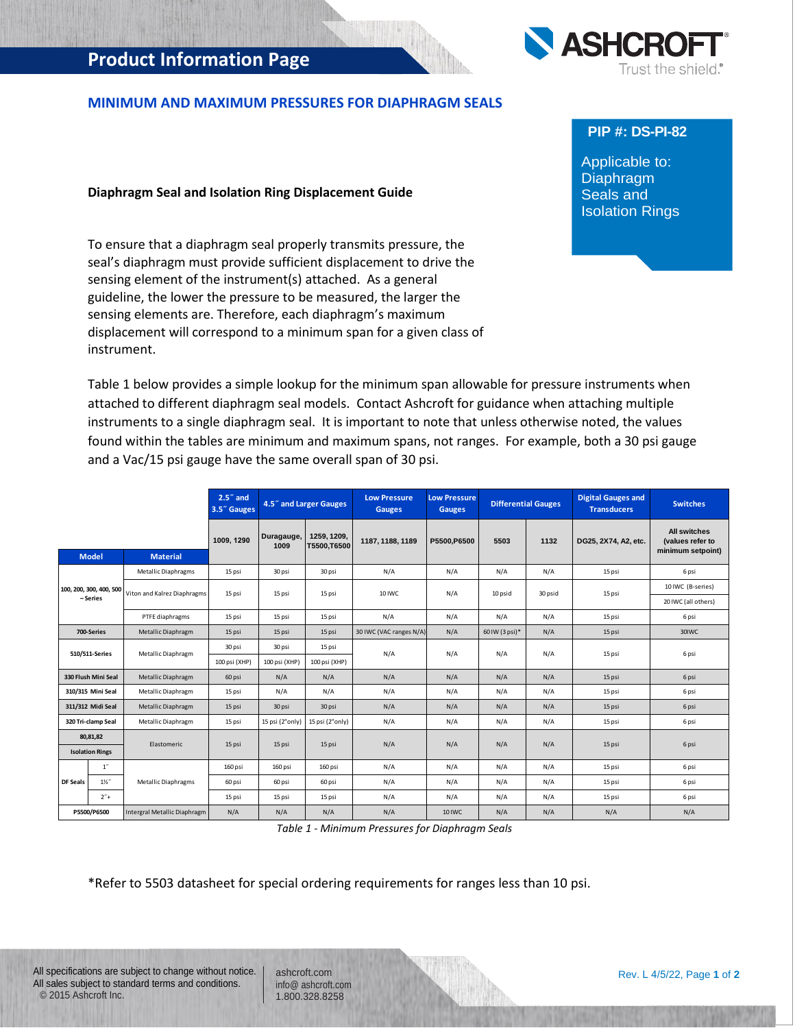# Product Information Page

## MINIMUM AND MAXIMUM PRESSURES FOR DIAPHRAGM SEALS

**PIP #: DS-PI-82**

Applicable to: Diaphragm Seals and Isolation Rings

### Diaphragm Seal and Isolation Ring Displacement Guide

To ensure that a diaphragm seal properly transmits pressure, the seal's diaphragm must provide sufficient displacement to drive the sensing element of the instrument(s) attached. As a general guideline, the lower the pressure to be measured, the larger the sensing elements are. Therefore, each diaphragm's maximum displacement will correspond to a minimum span for a given class of instrument.

Table 1 below provides a simple lookup for the minimum span allowable for pressure instruments when attached to different diaphragm seal models. Contact Ashcroft for guidance when attaching multiple instruments to a single diaphragm seal. It is important to note that unless otherwise noted, the values found within the tables are minimum and maximum spans, not ranges. For example, both a 30 psi gauge and a Vac/15 psi gauge have the same overall span of 30 psi.

| Model | | Material | 2.5˝ and 3.5˝ Gauges | 4.5˝ and Larger Gauges | | Low Pressure Gauges | Low Pressure Gauges | Differential Gauges | | Digital Gauges and Transducers | Switches |
|---|---|---|---|---|---|---|---|---|---|---|---|
| | | | 1009, 1290 | Duragauge, 1009 | 1259, 1209, T5500,T6500 | 1187, 1188, 1189 | P5500,P6500 | 5503 | 1132 | DG25, 2X74, A2, etc. | All switches (values refer to minimum setpoint) |
| 100, 200, 300, 400, 500 – Series | | Metallic Diaphragms | 15 psi | 30 psi | 30 psi | N/A | N/A | N/A | N/A | 15 psi | 6 psi |
| | | Viton and Kalrez Diaphragms | 15 psi | 15 psi | 15 psi | 10 IWC | N/A | 10 psid | 30 psid | 15 psi | 10 IWC (B-series) |
| | | | | | | | | | | | 20 IWC (all others) |
| | | PTFE diaphragms | 15 psi | 15 psi | 15 psi | N/A | N/A | N/A | N/A | 15 psi | 6 psi |
| 700-Series | | Metallic Diaphragm | 15 psi | 15 psi | 15 psi | 30 IWC (VAC ranges N/A) | N/A | 60 IW (3 psi)* | N/A | 15 psi | 30IWC |
| 510/511-Series | | Metallic Diaphragm | 30 psi | 30 psi | 15 psi | N/A | N/A | N/A | N/A | 15 psi | 6 psi |
| | | | 100 psi (XHP) | 100 psi (XHP) | 100 psi (XHP) | | | | | | |
| 330 Flush Mini Seal | | Metallic Diaphragm | 60 psi | N/A | N/A | N/A | N/A | N/A | N/A | 15 psi | 6 psi |
| 310/315 Mini Seal | | Metallic Diaphragm | 15 psi | N/A | N/A | N/A | N/A | N/A | N/A | 15 psi | 6 psi |
| 311/312 Midi Seal | | Metallic Diaphragm | 15 psi | 30 psi | 30 psi | N/A | N/A | N/A | N/A | 15 psi | 6 psi |
| 320 Tri-clamp Seal | | Metallic Diaphragm | 15 psi | 15 psi (2"only) | 15 psi (2"only) | N/A | N/A | N/A | N/A | 15 psi | 6 psi |
| 80,81,82 Isolation Rings | | Elastomeric | 15 psi | 15 psi | 15 psi | N/A | N/A | N/A | N/A | 15 psi | 6 psi |
| DF Seals | 1˝ | Metallic Diaphragms | 160 psi | 160 psi | 160 psi | N/A | N/A | N/A | N/A | 15 psi | 6 psi |
| | 1½˝ | | 60 psi | 60 psi | 60 psi | N/A | N/A | N/A | N/A | 15 psi | 6 psi |
| | 2˝+ | | 15 psi | 15 psi | 15 psi | N/A | N/A | N/A | N/A | 15 psi | 6 psi |
| P5500/P6500 | | Intergral Metallic Diaphragm | N/A | N/A | N/A | N/A | 10 IWC | N/A | N/A | N/A | N/A |

*Table 1 - Minimum Pressures for Diaphragm Seals*

*Refer to 5503 datasheet for special ordering requirements for ranges less than 10 psi.

All specifications are subject to change without notice.
All sales subject to standard terms and conditions.
© 2015 Ashcroft Inc.

ashcroft.com
info@ ashcroft.com
1.800.328.8258

Rev. L 4/5/22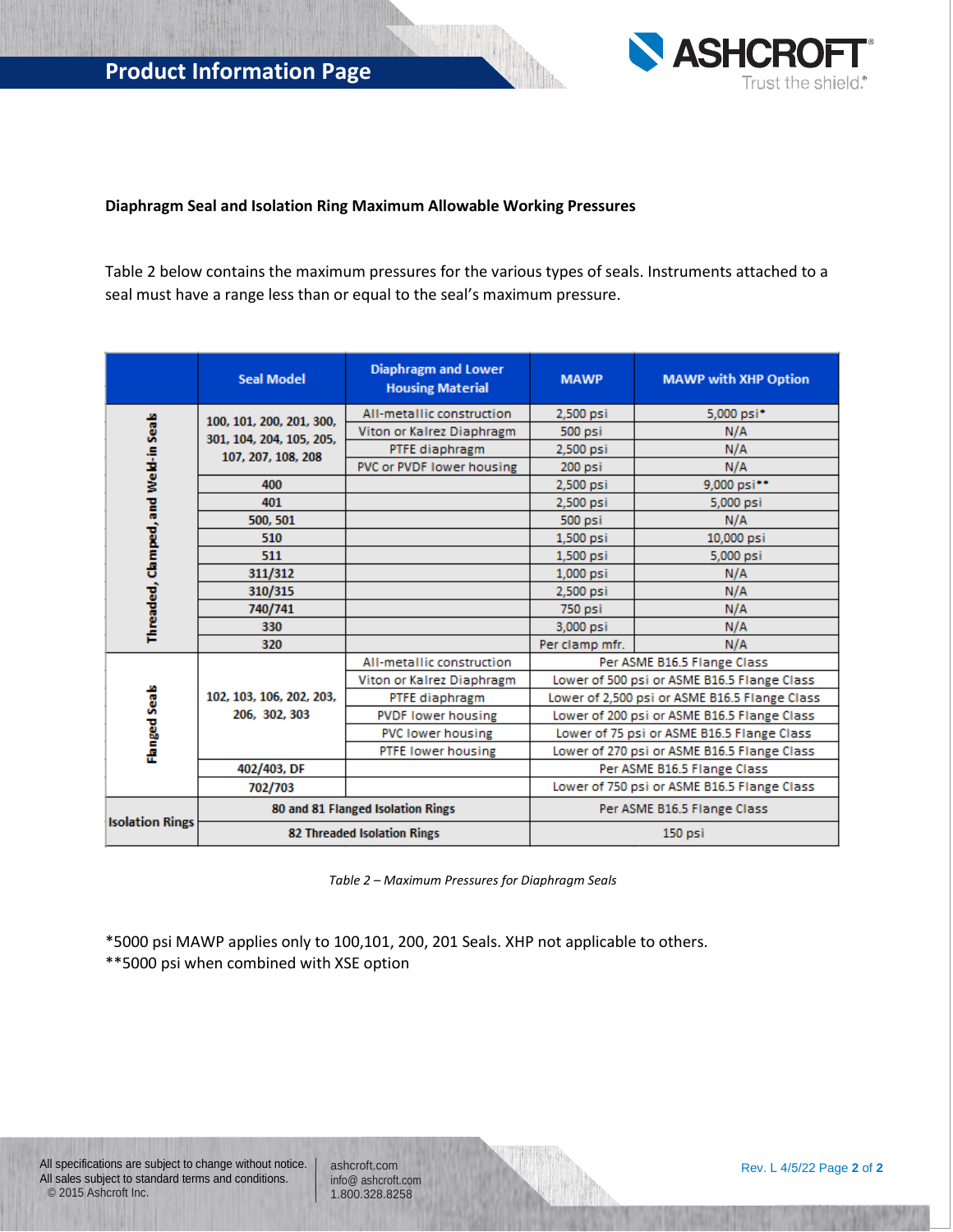**Diaphragm Seal and Isolation Ring Maximum Allowable Working Pressures**

Table 2 below contains the maximum pressures for the various types of seals. Instruments attached to a seal must have a range less than or equal to the seal's maximum pressure.

| | Seal Model | Diaphragm and Lower Housing Material | MAWP | MAWP with XHP Option |
|---|---|---|---|---|
| Threaded, Clamped, and Weld-in Seals | 100, 101, 200, 201, 300, 301, 104, 204, 105, 205, 107, 207, 108, 208 | All-metallic construction | 2,500 psi | 5,000 psi* |
| | | Viton or Kalrez Diaphragm | 500 psi | N/A |
| | | PTFE diaphragm | 2,500 psi | N/A |
| | | PVC or PVDF lower housing | 200 psi | N/A |
| | 400 | | 2,500 psi | 9,000 psi** |
| | 401 | | 2,500 psi | 5,000 psi |
| | 500, 501 | | 500 psi | N/A |
| | 510 | | 1,500 psi | 10,000 psi |
| | 511 | | 1,500 psi | 5,000 psi |
| | 311/312 | | 1,000 psi | N/A |
| | 310/315 | | 2,500 psi | N/A |
| | 740/741 | | 750 psi | N/A |
| | 330 | | 3,000 psi | N/A |
| | 320 | | Per clamp mfr. | N/A |
| Flanged Seals | 102, 103, 106, 202, 203, 206, 302, 303 | All-metallic construction | Per ASME B16.5 Flange Class | |
| | | Viton or Kalrez Diaphragm | Lower of 500 psi or ASME B16.5 Flange Class | |
| | | PTFE diaphragm | Lower of 2,500 psi or ASME B16.5 Flange Class | |
| | | PVDF lower housing | Lower of 200 psi or ASME B16.5 Flange Class | |
| | | PVC lower housing | Lower of 75 psi or ASME B16.5 Flange Class | |
| | | PTFE lower housing | Lower of 270 psi or ASME B16.5 Flange Class | |
| | 402/403, DF | | Per ASME B16.5 Flange Class | |
| | 702/703 | | Lower of 750 psi or ASME B16.5 Flange Class | |
| Isolation Rings | 80 and 81 Flanged Isolation Rings | | Per ASME B16.5 Flange Class | |
| | 82 Threaded Isolation Rings | | 150 psi | |

*Table 2 – Maximum Pressures for Diaphragm Seals*

*5000 psi MAWP applies only to 100,101, 200, 201 Seals. XHP not applicable to others.
**5000 psi when combined with XSE option